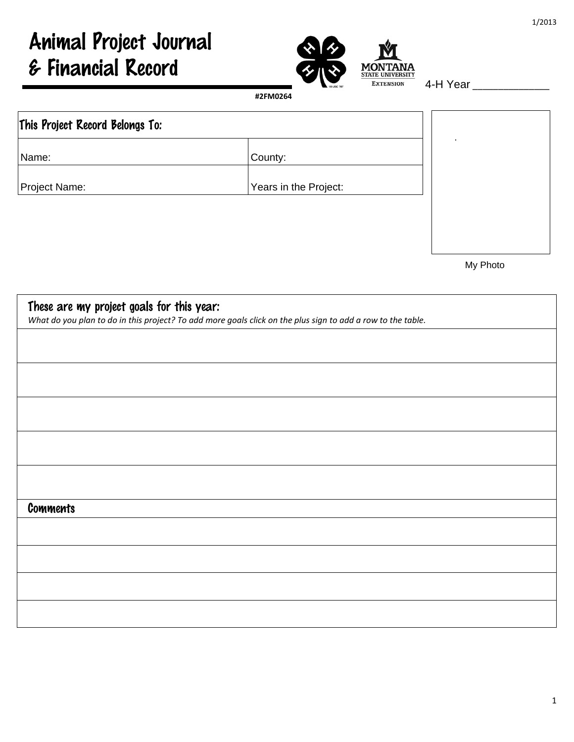1/2013

# Animal Project Journal & Financial Record

#2FM0264

4-H Year ____________

| This Project Record Belongs To: | |
|---|---|
| Name: | County: |
| Project Name: | Years in the Project: |

My Photo

| These are my project goals for this year:<br>*What do you plan to do in this project? To add more goals click on the plus sign to add a row to the table.* |
|---|
| |
| |
| |
| |
| |
| **Comments** |
| |
| |
| |
| |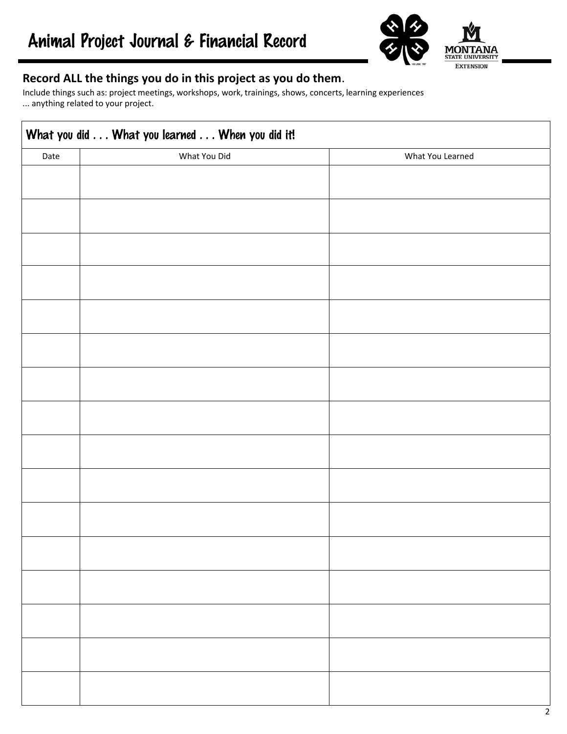# Animal Project Journal & Financial Record

**Record ALL the things you do in this project as you do them**.

Include things such as: project meetings, workshops, work, trainings, shows, concerts, learning experiences ... anything related to your project.

| What you did . . . What you learned . . . When you did it! | | |
|---|---|---|
| Date | What You Did | What You Learned |
| | | |
| | | |
| | | |
| | | |
| | | |
| | | |
| | | |
| | | |
| | | |
| | | |
| | | |
| | | |
| | | |
| | | |
| | | |
| | | |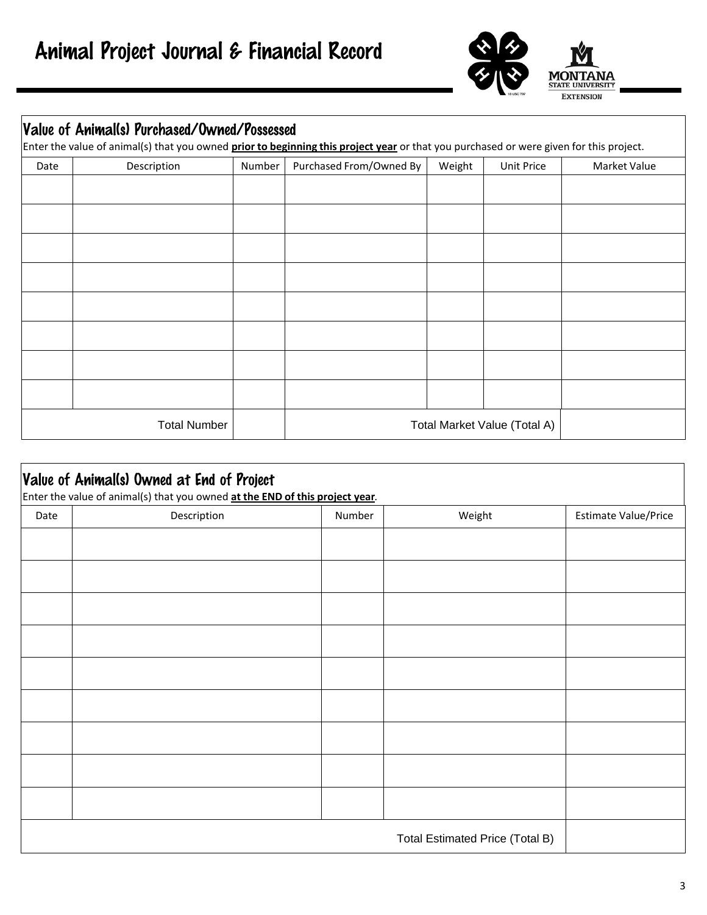# Animal Project Journal & Financial Record

## Value of Animal(s) Purchased/Owned/Possessed

Enter the value of animal(s) that you owned **prior to beginning this project year** or that you purchased or were given for this project.

| Date | Description | Number | Purchased From/Owned By | Weight | Unit Price | Market Value |
|---|---|---|---|---|---|---|
| | | | | | | |
| | | | | | | |
| | | | | | | |
| | | | | | | |
| | | | | | | |
| | | | | | | |
| | | | | | | |
| | | | | | | |
| | Total Number | | Total Market Value (Total A) | | | |

## Value of Animal(s) Owned at End of Project

Enter the value of animal(s) that you owned **at the END of this project year**.

| Date | Description | Number | Weight | Estimate Value/Price |
|---|---|---|---|---|
| | | | | |
| | | | | |
| | | | | |
| | | | | |
| | | | | |
| | | | | |
| | | | | |
| | | | | |
| | | | | |
| | | | Total Estimated Price (Total B) | |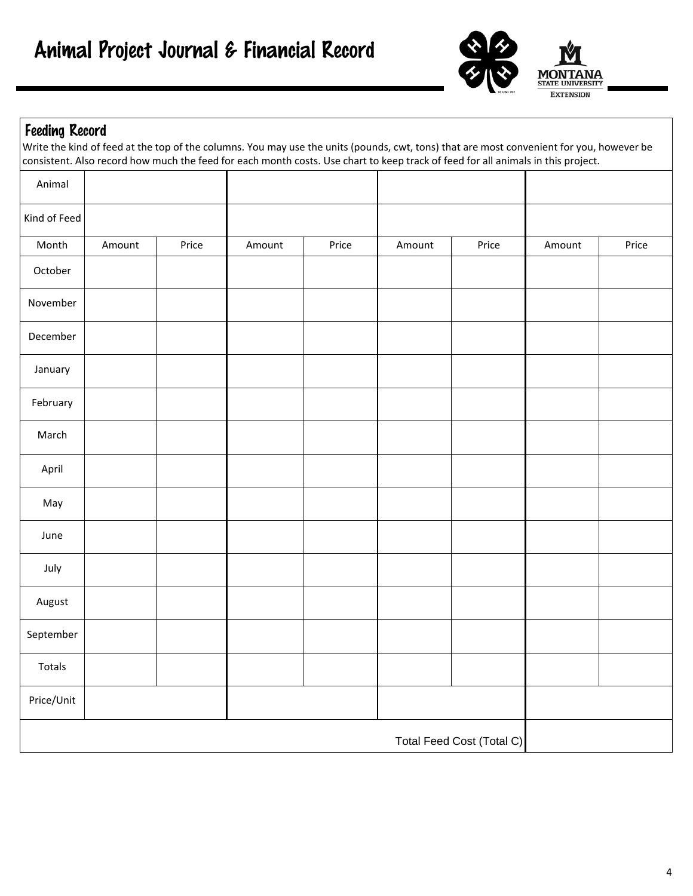# Animal Project Journal & Financial Record

## Feeding Record

Write the kind of feed at the top of the columns. You may use the units (pounds, cwt, tons) that are most convenient for you, however be consistent. Also record how much the feed for each month costs. Use chart to keep track of feed for all animals in this project.

| Animal | | | | | | | | |
|---|---|---|---|---|---|---|---|---|
| Kind of Feed | | | | | | | | |
| Month | Amount | Price | Amount | Price | Amount | Price | Amount | Price |
| October | | | | | | | | |
| November | | | | | | | | |
| December | | | | | | | | |
| January | | | | | | | | |
| February | | | | | | | | |
| March | | | | | | | | |
| April | | | | | | | | |
| May | | | | | | | | |
| June | | | | | | | | |
| July | | | | | | | | |
| August | | | | | | | | |
| September | | | | | | | | |
| Totals | | | | | | | | |
| Price/Unit | | | | | | | | |
| | | | | | | Total Feed Cost (Total C) | | |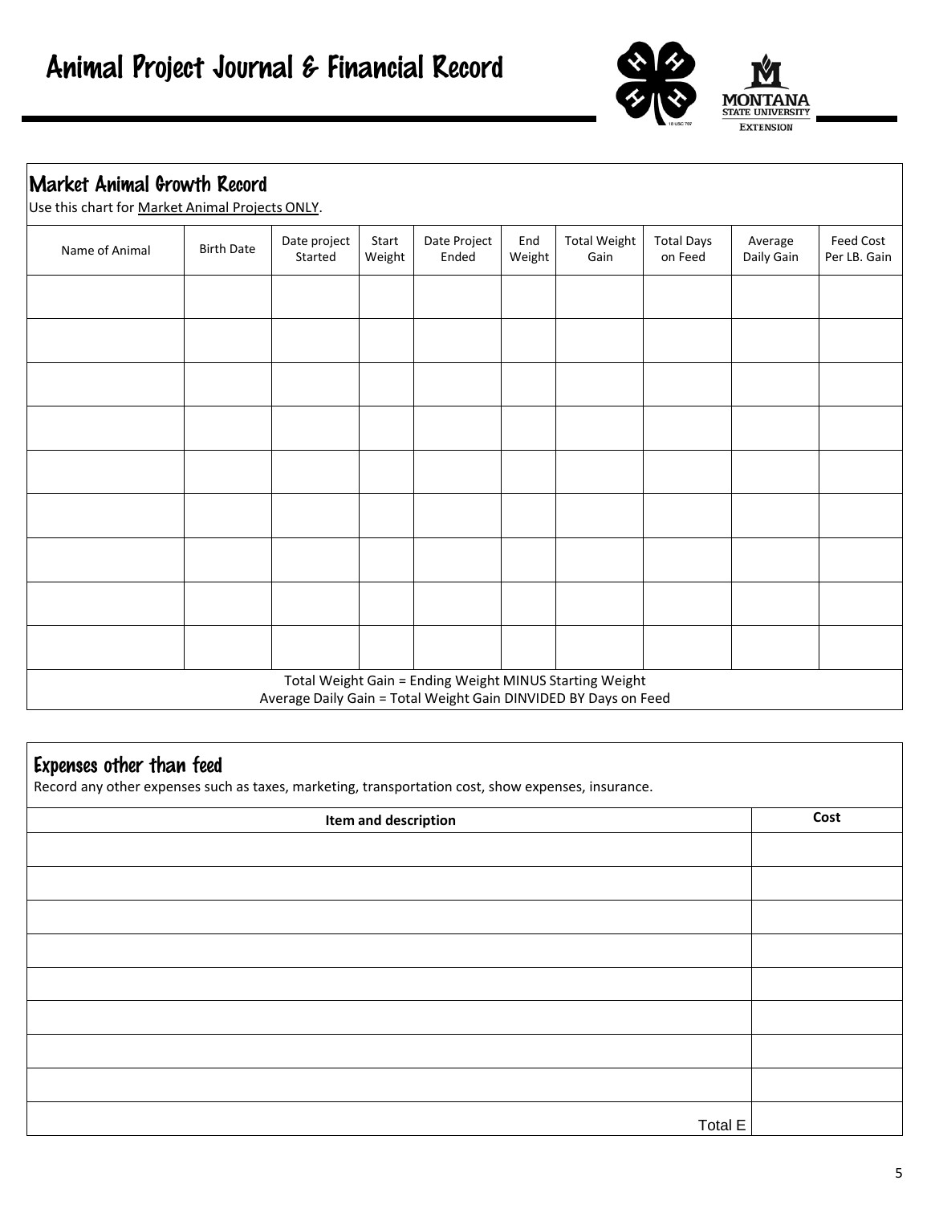# Animal Project Journal & Financial Record

## Market Animal Growth Record

Use this chart for Market Animal Projects ONLY.

| Name of Animal | Birth Date | Date project Started | Start Weight | Date Project Ended | End Weight | Total Weight Gain | Total Days on Feed | Average Daily Gain | Feed Cost Per LB. Gain |
|---|---|---|---|---|---|---|---|---|---|
| | | | | | | | | | |
| | | | | | | | | | |
| | | | | | | | | | |
| | | | | | | | | | |
| | | | | | | | | | |
| | | | | | | | | | |
| | | | | | | | | | |
| | | | | | | | | | |
| | | | | | | | | | |

Total Weight Gain = Ending Weight MINUS Starting Weight
Average Daily Gain = Total Weight Gain DINVIDED BY Days on Feed

## Expenses other than feed

Record any other expenses such as taxes, marketing, transportation cost, show expenses, insurance.

| **Item and description** | **Cost** |
|---|---|
| | |
| | |
| | |
| | |
| | |
| | |
| | |
| | |
| Total E | |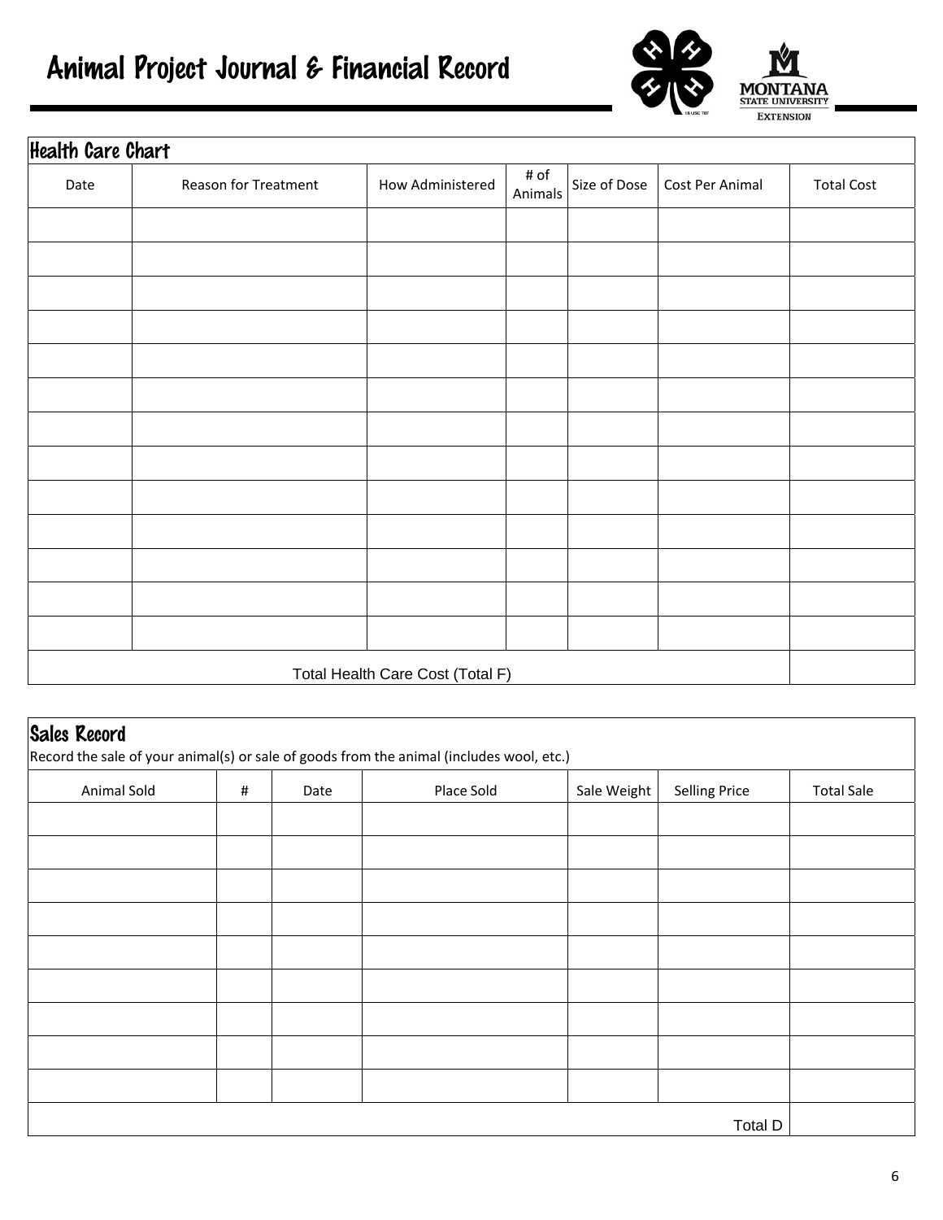# Animal Project Journal & Financial Record

## Health Care Chart

| Date | Reason for Treatment | How Administered | # of Animals | Size of Dose | Cost Per Animal | Total Cost |
|---|---|---|---|---|---|---|
| | | | | | | |
| | | | | | | |
| | | | | | | |
| | | | | | | |
| | | | | | | |
| | | | | | | |
| | | | | | | |
| | | | | | | |
| | | | | | | |
| | | | | | | |
| | | | | | | |
| | | | | | | |
| | | | | | | |
| Total Health Care Cost (Total F) | | | | | | |

## Sales Record

Record the sale of your animal(s) or sale of goods from the animal (includes wool, etc.)

| Animal Sold | # | Date | Place Sold | Sale Weight | Selling Price | Total Sale |
|---|---|---|---|---|---|---|
| | | | | | | |
| | | | | | | |
| | | | | | | |
| | | | | | | |
| | | | | | | |
| | | | | | | |
| | | | | | | |
| | | | | | | |
| | | | | | | |
| | | | | | Total D | |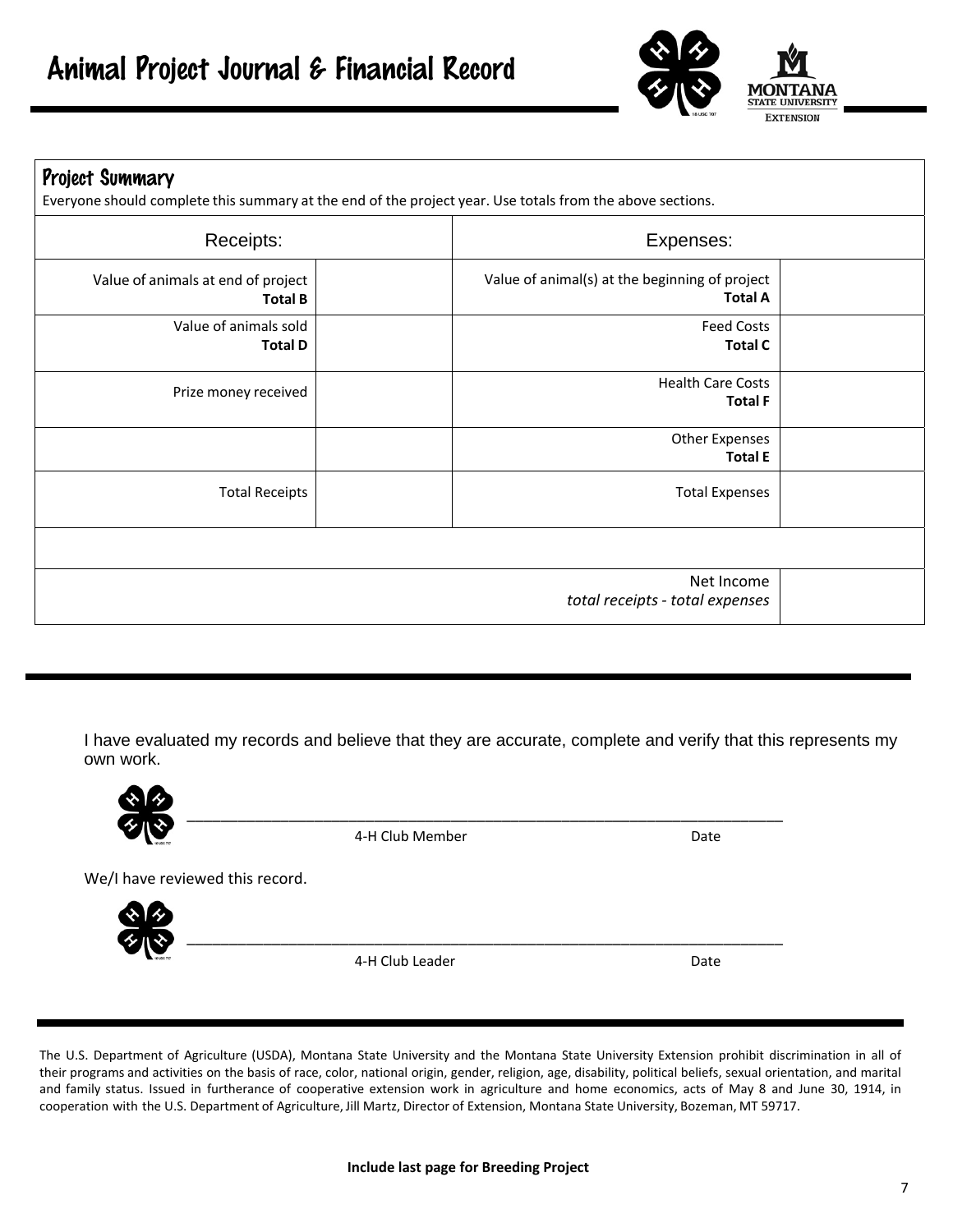# Animal Project Journal & Financial Record

## Project Summary

Everyone should complete this summary at the end of the project year. Use totals from the above sections.

| Receipts: | | Expenses: | |
|---|---|---|---|
| Value of animals at end of project **Total B** | | Value of animal(s) at the beginning of project **Total A** | |
| Value of animals sold **Total D** | | Feed Costs **Total C** | |
| Prize money received | | Health Care Costs **Total F** | |
| | | Other Expenses **Total E** | |
| Total Receipts | | Total Expenses | |
| | | | |
| | | Net Income *total receipts - total expenses* | |

I have evaluated my records and believe that they are accurate, complete and verify that this represents my own work.

_______________________________________________________________________

4-H Club Member                                                                 Date

We/I have reviewed this record.

_______________________________________________________________________

4-H Club Leader                                                                 Date

The U.S. Department of Agriculture (USDA), Montana State University and the Montana State University Extension prohibit discrimination in all of their programs and activities on the basis of race, color, national origin, gender, religion, age, disability, political beliefs, sexual orientation, and marital and family status. Issued in furtherance of cooperative extension work in agriculture and home economics, acts of May 8 and June 30, 1914, in cooperation with the U.S. Department of Agriculture, Jill Martz, Director of Extension, Montana State University, Bozeman, MT 59717.

**Include last page for Breeding Project**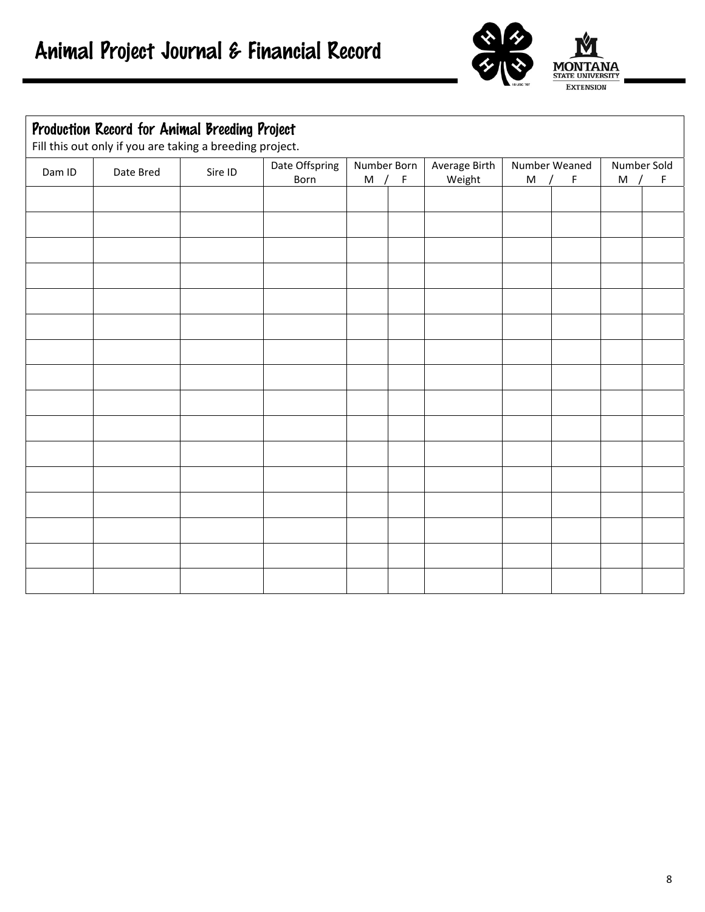# Animal Project Journal & Financial Record

## Production Record for Animal Breeding Project

Fill this out only if you are taking a breeding project.

| Dam ID | Date Bred | Sire ID | Date Offspring Born | Number Born M / | F | Average Birth Weight | Number Weaned M / | F | Number Sold M / | F |
|---|---|---|---|---|---|---|---|---|---|---|
| | | | | | | | | | | |
| | | | | | | | | | | |
| | | | | | | | | | | |
| | | | | | | | | | | |
| | | | | | | | | | | |
| | | | | | | | | | | |
| | | | | | | | | | | |
| | | | | | | | | | | |
| | | | | | | | | | | |
| | | | | | | | | | | |
| | | | | | | | | | | |
| | | | | | | | | | | |
| | | | | | | | | | | |
| | | | | | | | | | | |
| | | | | | | | | | | |
| | | | | | | | | | | |